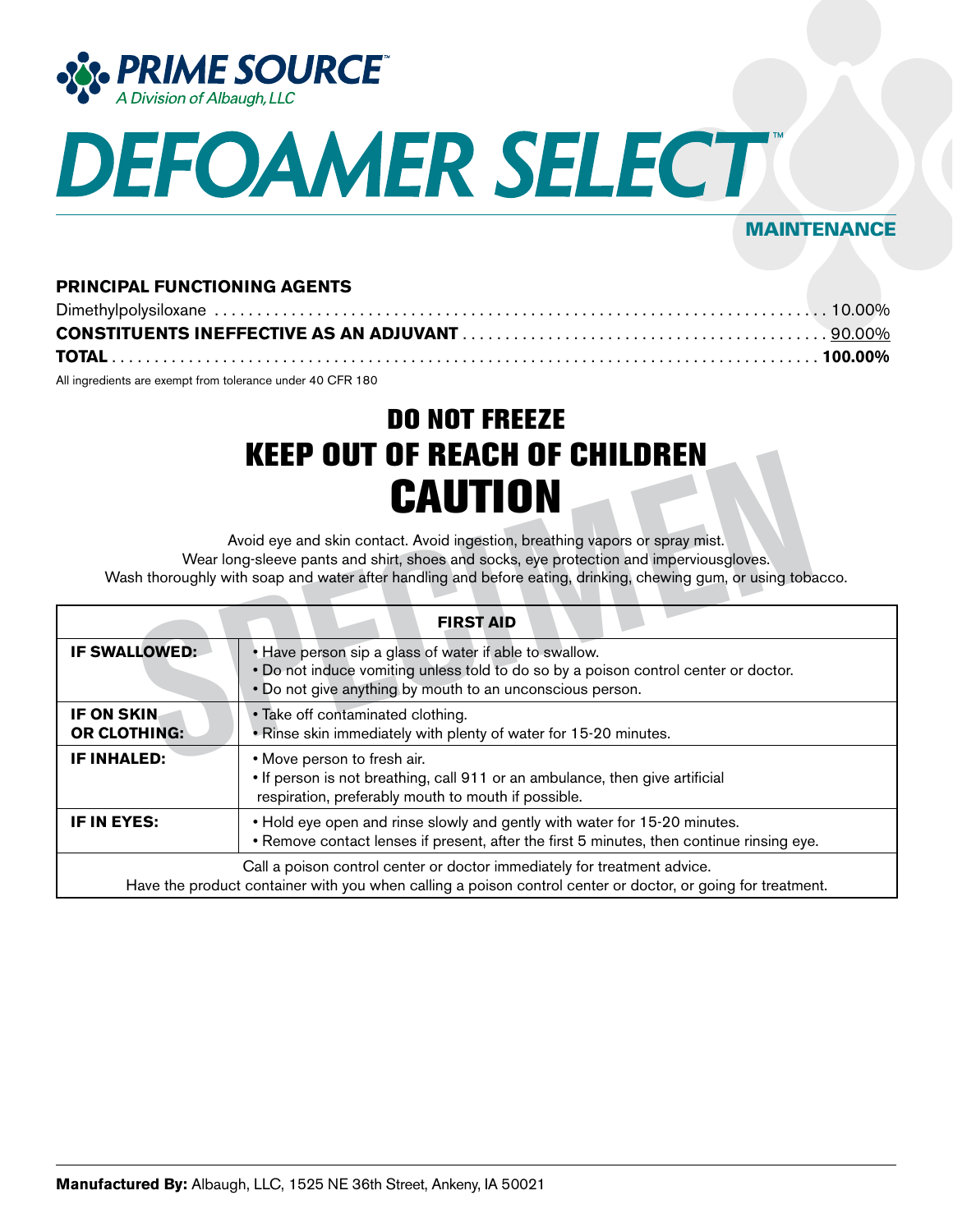**PRIME SOURCE**™
*A Division of Albaugh, LLC*

# DEFOAMER SELECT™

**MAINTENANCE**

**PRINCIPAL FUNCTIONING AGENTS**

| | |
|---|---|
| Dimethylpolysiloxane | 10.00% |
| **CONSTITUENTS INEFFECTIVE AS AN ADJUVANT** | 90.00% |
| **TOTAL** | **100.00%** |

All ingredients are exempt from tolerance under 40 CFR 180

## DO NOT FREEZE
## KEEP OUT OF REACH OF CHILDREN
# CAUTION

Avoid eye and skin contact. Avoid ingestion, breathing vapors or spray mist.
Wear long-sleeve pants and shirt, shoes and socks, eye protection and imperviousgloves.
Wash thoroughly with soap and water after handling and before eating, drinking, chewing gum, or using tobacco.

| **FIRST AID** | |
|---|---|
| **IF SWALLOWED:** | • Have person sip a glass of water if able to swallow.<br>• Do not induce vomiting unless told to do so by a poison control center or doctor.<br>• Do not give anything by mouth to an unconscious person. |
| **IF ON SKIN OR CLOTHING:** | • Take off contaminated clothing.<br>• Rinse skin immediately with plenty of water for 15-20 minutes. |
| **IF INHALED:** | • Move person to fresh air.<br>• If person is not breathing, call 911 or an ambulance, then give artificial respiration, preferably mouth to mouth if possible. |
| **IF IN EYES:** | • Hold eye open and rinse slowly and gently with water for 15-20 minutes.<br>• Remove contact lenses if present, after the first 5 minutes, then continue rinsing eye. |
| Call a poison control center or doctor immediately for treatment advice.<br>Have the product container with you when calling a poison control center or doctor, or going for treatment. | |

**Manufactured By:** Albaugh, LLC, 1525 NE 36th Street, Ankeny, IA 50021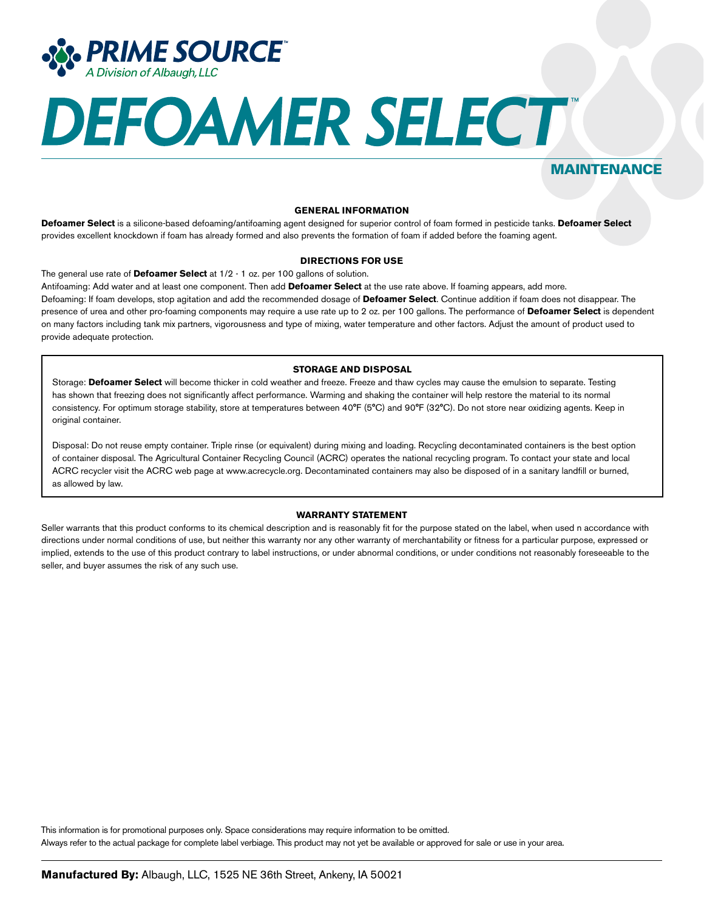PRIME SOURCE™
A Division of Albaugh, LLC

# DEFOAMER SELECT™

**MAINTENANCE**

### GENERAL INFORMATION

**Defoamer Select** is a silicone-based defoaming/antifoaming agent designed for superior control of foam formed in pesticide tanks. **Defoamer Select** provides excellent knockdown if foam has already formed and also prevents the formation of foam if added before the foaming agent.

### DIRECTIONS FOR USE

The general use rate of **Defoamer Select** at 1/2 - 1 oz. per 100 gallons of solution.

Antifoaming: Add water and at least one component. Then add **Defoamer Select** at the use rate above. If foaming appears, add more.

Defoaming: If foam develops, stop agitation and add the recommended dosage of **Defoamer Select**. Continue addition if foam does not disappear. The presence of urea and other pro-foaming components may require a use rate up to 2 oz. per 100 gallons. The performance of **Defoamer Select** is dependent on many factors including tank mix partners, vigorousness and type of mixing, water temperature and other factors. Adjust the amount of product used to provide adequate protection.

### STORAGE AND DISPOSAL

Storage: **Defoamer Select** will become thicker in cold weather and freeze. Freeze and thaw cycles may cause the emulsion to separate. Testing has shown that freezing does not significantly affect performance. Warming and shaking the container will help restore the material to its normal consistency. For optimum storage stability, store at temperatures between 40°F (5°C) and 90°F (32°C). Do not store near oxidizing agents. Keep in original container.

Disposal: Do not reuse empty container. Triple rinse (or equivalent) during mixing and loading. Recycling decontaminated containers is the best option of container disposal. The Agricultural Container Recycling Council (ACRC) operates the national recycling program. To contact your state and local ACRC recycler visit the ACRC web page at www.acrecycle.org. Decontaminated containers may also be disposed of in a sanitary landfill or burned, as allowed by law.

### WARRANTY STATEMENT

Seller warrants that this product conforms to its chemical description and is reasonably fit for the purpose stated on the label, when used n accordance with directions under normal conditions of use, but neither this warranty nor any other warranty of merchantability or fitness for a particular purpose, expressed or implied, extends to the use of this product contrary to label instructions, or under abnormal conditions, or under conditions not reasonably foreseeable to the seller, and buyer assumes the risk of any such use.

This information is for promotional purposes only. Space considerations may require information to be omitted.
Always refer to the actual package for complete label verbiage. This product may not yet be available or approved for sale or use in your area.

**Manufactured By:** Albaugh, LLC, 1525 NE 36th Street, Ankeny, IA 50021